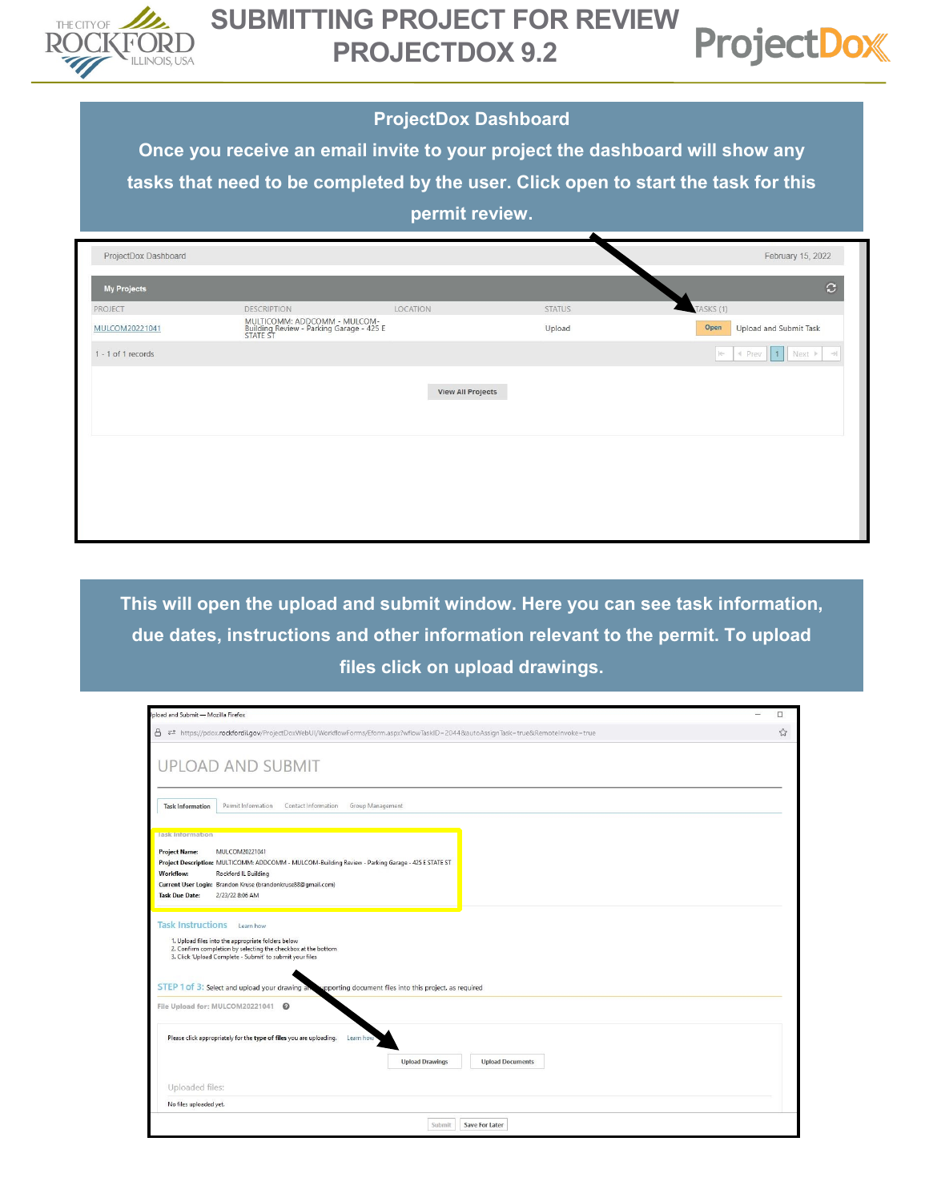# SUBMITTING PROJECT FOR REVIEW PROJECTDOX 9.2

## ProjectDox Dashboard

**Once you receive an email invite to your project the dashboard will show any tasks that need to be completed by the user. Click open to start the task for this permit review.**

ProjectDox Dashboard — February 15, 2022

**My Projects**

| PROJECT | DESCRIPTION | LOCATION | STATUS | TASKS (1) |
|---|---|---|---|---|
| MULCOM20221041 | MULTICOMM: ADDCOMM - MULCOM-Building Review - Parking Garage - 425 E STATE ST | | Upload | Open — Upload and Submit Task |

1 - 1 of 1 records

View All Projects

**This will open the upload and submit window. Here you can see task information, due dates, instructions and other information relevant to the permit. To upload files click on upload drawings.**

Upload and Submit — Mozilla Firefox

https://pdox.rockfordil.gov/ProjectDoxWebUI/WorkflowForms/Eform.aspx?wflowTaskID=2044&autoAssignTask=true&RemoteInvoke=true

### UPLOAD AND SUBMIT

Task Information | Permit Information | Contact Information | Group Management

**Task Information**

- **Project Name:** MULCOM20221041
- **Project Description:** MULTICOMM: ADDCOMM - MULCOM-Building Review - Parking Garage - 425 E STATE ST
- **Workflow:** Rockford IL Building
- **Current User Login:** Brandon Kruse (brandonkruse88@gmail.com)
- **Task Due Date:** 2/23/22 8:06 AM

**Task Instructions** Learn how

1. Upload files into the appropriate folders below
2. Confirm completion by selecting the checkbox at the bottom
3. Click 'Upload Complete - Submit' to submit your files

STEP 1 of 3: Select and upload your drawing and supporting document files into this project, as required

File Upload for: MULCOM20221041

Please click appropriately for the type of files you are uploading. Learn how

Upload Drawings | Upload Documents

Uploaded files:

No files uploaded yet.

Submit | Save For Later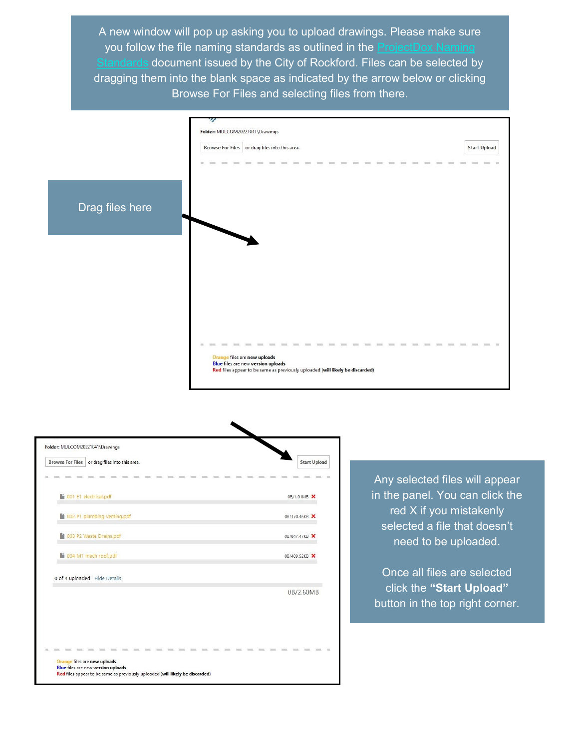A new window will pop up asking you to upload drawings. Please make sure you follow the file naming standards as outlined in the [ProjectDox Naming Standards] document issued by the City of Rockford. Files can be selected by dragging them into the blank space as indicated by the arrow below or clicking Browse For Files and selecting files from there.

Folder: MULCOM20221041\Drawings

Browse For Files   or drag files into this area.   Start Upload

Drag files here

Orange files are new uploads
Blue files are new version uploads
Red files appear to be same as previously uploaded (will likely be discarded)

Folder: MULCOM20221041\Drawings

Browse For Files   or drag files into this area.   Start Upload

- 001 E1 electrical.pdf — 0B/1.01MB
- 002 P1 plumbing venting.pdf — 0B/370.46KB
- 003 P2 Waste Drains.pdf — 0B/847.47KB
- 004 M1 mech roof.pdf — 0B/409.52KB

0 of 4 uploaded   Hide Details

0B/2.60MB

Orange files are new uploads
Blue files are new version uploads
Red files appear to be same as previously uploaded (will likely be discarded)

Any selected files will appear in the panel. You can click the red X if you mistakenly selected a file that doesn't need to be uploaded.

Once all files are selected click the **"Start Upload"** button in the top right corner.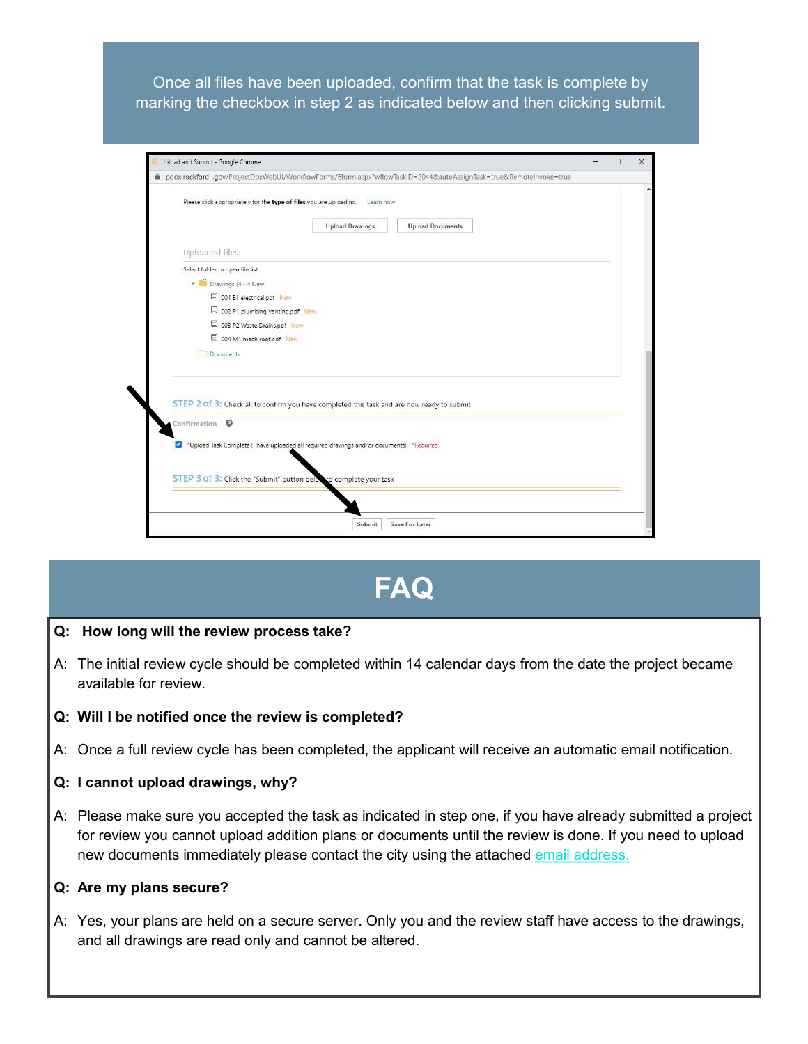Once all files have been uploaded, confirm that the task is complete by marking the checkbox in step 2 as indicated below and then clicking submit.

Upload and Submit - Google Chrome

pdox.rockfordil.gov/ProjectDoxWebUI/WorkflowForms/Eform.aspx?wflowTaskID=2044&autoAssignTask=true&RemoteInvoke=true

Please click appropriately for the **type of files** you are uploading. Learn how

Upload Drawings | Upload Documents

Uploaded files:

Select folder to open file list.

- Drawings (4 - 4 New)
  - 001 E1 electrical.pdf New
  - 002 P1 plumbing Venting.pdf New
  - 003 P2 Waste Drains.pdf New
  - 004 M1 mech roof.pdf New
- Documents

STEP 2 of 3: Check all to confirm you have completed this task and are now ready to submit

Confirmation

*Upload Task Complete (I have uploaded all required drawings and/or documents) *Required

STEP 3 of 3: Click the "Submit" button below to complete your task

Submit | Save For Later

# FAQ

**Q: How long will the review process take?**

A: The initial review cycle should be completed within 14 calendar days from the date the project became available for review.

**Q: Will I be notified once the review is completed?**

A: Once a full review cycle has been completed, the applicant will receive an automatic email notification.

**Q: I cannot upload drawings, why?**

A: Please make sure you accepted the task as indicated in step one, if you have already submitted a project for review you cannot upload addition plans or documents until the review is done. If you need to upload new documents immediately please contact the city using the attached email address.

**Q: Are my plans secure?**

A: Yes, your plans are held on a secure server. Only you and the review staff have access to the drawings, and all drawings are read only and cannot be altered.